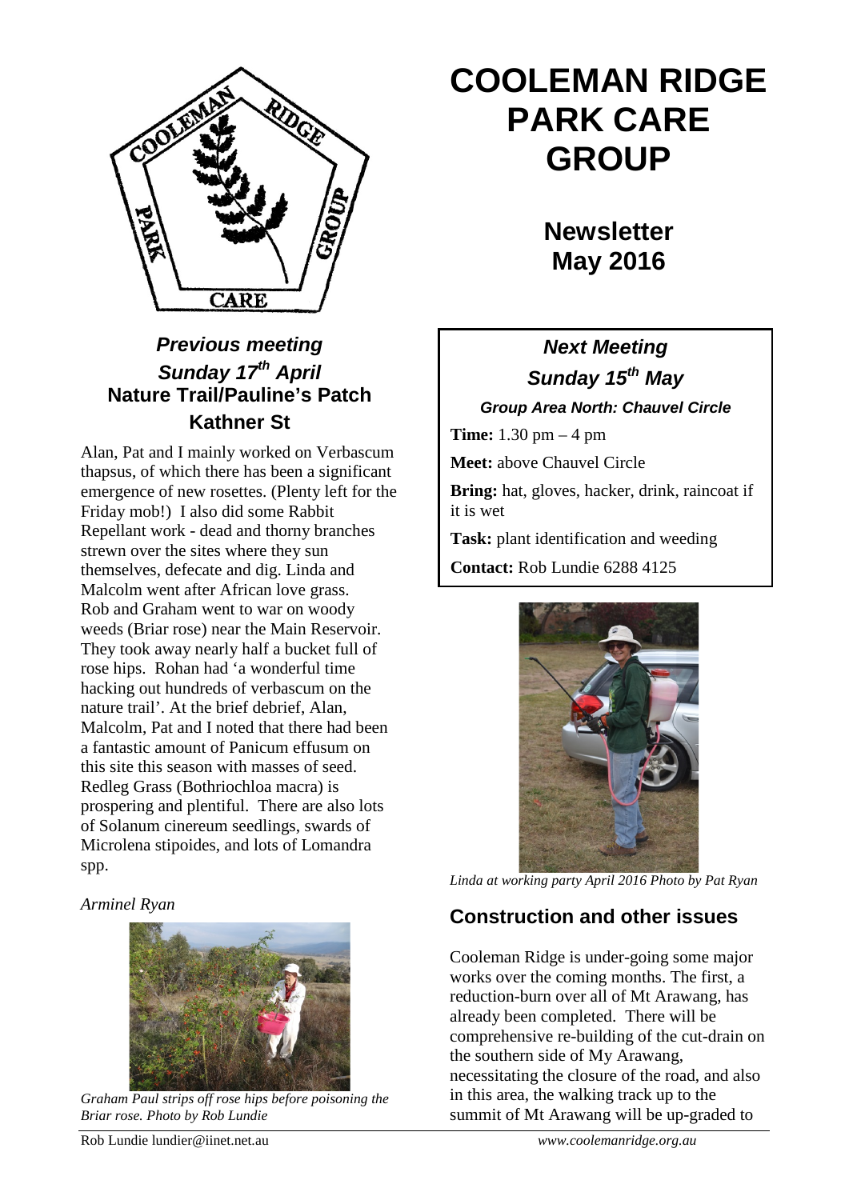# COOLEMAN RIDGE PARK CARE GROUP

## Newsletter May 2016

### *Previous meeting Sunday 17th April*
### Nature Trail/Pauline's Patch Kathner St

Alan, Pat and I mainly worked on Verbascum thapsus, of which there has been a significant emergence of new rosettes. (Plenty left for the Friday mob!) I also did some Rabbit Repellant work - dead and thorny branches strewn over the sites where they sun themselves, defecate and dig. Linda and Malcolm went after African love grass. Rob and Graham went to war on woody weeds (Briar rose) near the Main Reservoir. They took away nearly half a bucket full of rose hips. Rohan had 'a wonderful time hacking out hundreds of verbascum on the nature trail'. At the brief debrief, Alan, Malcolm, Pat and I noted that there had been a fantastic amount of Panicum effusum on this site this season with masses of seed. Redleg Grass (Bothriochloa macra) is prospering and plentiful. There are also lots of Solanum cinereum seedlings, swards of Microlena stipoides, and lots of Lomandra spp.

*Arminel Ryan*

*Graham Paul strips off rose hips before poisoning the Briar rose. Photo by Rob Lundie*

### *Next Meeting*
### *Sunday 15th May*

***Group Area North: Chauvel Circle***

**Time:** 1.30 pm – 4 pm

**Meet:** above Chauvel Circle

**Bring:** hat, gloves, hacker, drink, raincoat if it is wet

**Task:** plant identification and weeding

**Contact:** Rob Lundie 6288 4125

*Linda at working party April 2016 Photo by Pat Ryan*

## Construction and other issues

Cooleman Ridge is under-going some major works over the coming months. The first, a reduction-burn over all of Mt Arawang, has already been completed. There will be comprehensive re-building of the cut-drain on the southern side of My Arawang, necessitating the closure of the road, and also in this area, the walking track up to the summit of Mt Arawang will be up-graded to

Rob Lundie lundier@iinet.net.au

www.coolemanridge.org.au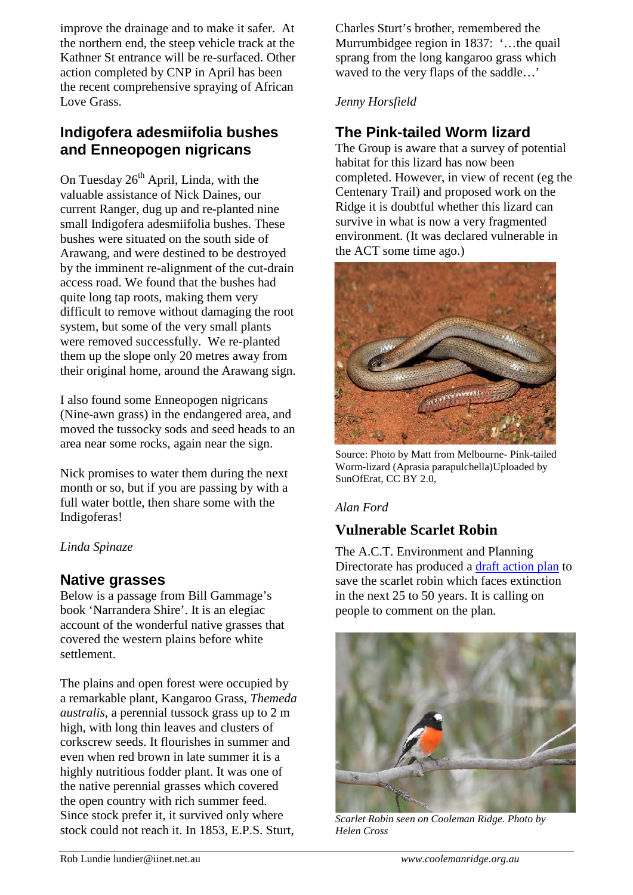improve the drainage and to make it safer. At the northern end, the steep vehicle track at the Kathner St entrance will be re-surfaced. Other action completed by CNP in April has been the recent comprehensive spraying of African Love Grass.

## Indigofera adesmiifolia bushes and Enneopogen nigricans

On Tuesday 26th April, Linda, with the valuable assistance of Nick Daines, our current Ranger, dug up and re-planted nine small Indigofera adesmiifolia bushes. These bushes were situated on the south side of Arawang, and were destined to be destroyed by the imminent re-alignment of the cut-drain access road. We found that the bushes had quite long tap roots, making them very difficult to remove without damaging the root system, but some of the very small plants were removed successfully. We re-planted them up the slope only 20 metres away from their original home, around the Arawang sign.

I also found some Enneopogen nigricans (Nine-awn grass) in the endangered area, and moved the tussocky sods and seed heads to an area near some rocks, again near the sign.

Nick promises to water them during the next month or so, but if you are passing by with a full water bottle, then share some with the Indigoferas!

*Linda Spinaze*

## Native grasses

Below is a passage from Bill Gammage's book 'Narrandera Shire'. It is an elegiac account of the wonderful native grasses that covered the western plains before white settlement.

The plains and open forest were occupied by a remarkable plant, Kangaroo Grass, *Themeda australis*, a perennial tussock grass up to 2 m high, with long thin leaves and clusters of corkscrew seeds. It flourishes in summer and even when red brown in late summer it is a highly nutritious fodder plant. It was one of the native perennial grasses which covered the open country with rich summer feed. Since stock prefer it, it survived only where stock could not reach it. In 1853, E.P.S. Sturt, Charles Sturt's brother, remembered the Murrumbidgee region in 1837: '…the quail sprang from the long kangaroo grass which waved to the very flaps of the saddle…'

*Jenny Horsfield*

## The Pink-tailed Worm lizard

The Group is aware that a survey of potential habitat for this lizard has now been completed. However, in view of recent (eg the Centenary Trail) and proposed work on the Ridge it is doubtful whether this lizard can survive in what is now a very fragmented environment. (It was declared vulnerable in the ACT some time ago.)

Source: Photo by Matt from Melbourne- Pink-tailed Worm-lizard (Aprasia parapulchella)Uploaded by SunOfErat, CC BY 2.0,

*Alan Ford*

## Vulnerable Scarlet Robin

The A.C.T. Environment and Planning Directorate has produced a draft action plan to save the scarlet robin which faces extinction in the next 25 to 50 years. It is calling on people to comment on the plan.

*Scarlet Robin seen on Cooleman Ridge. Photo by Helen Cross*